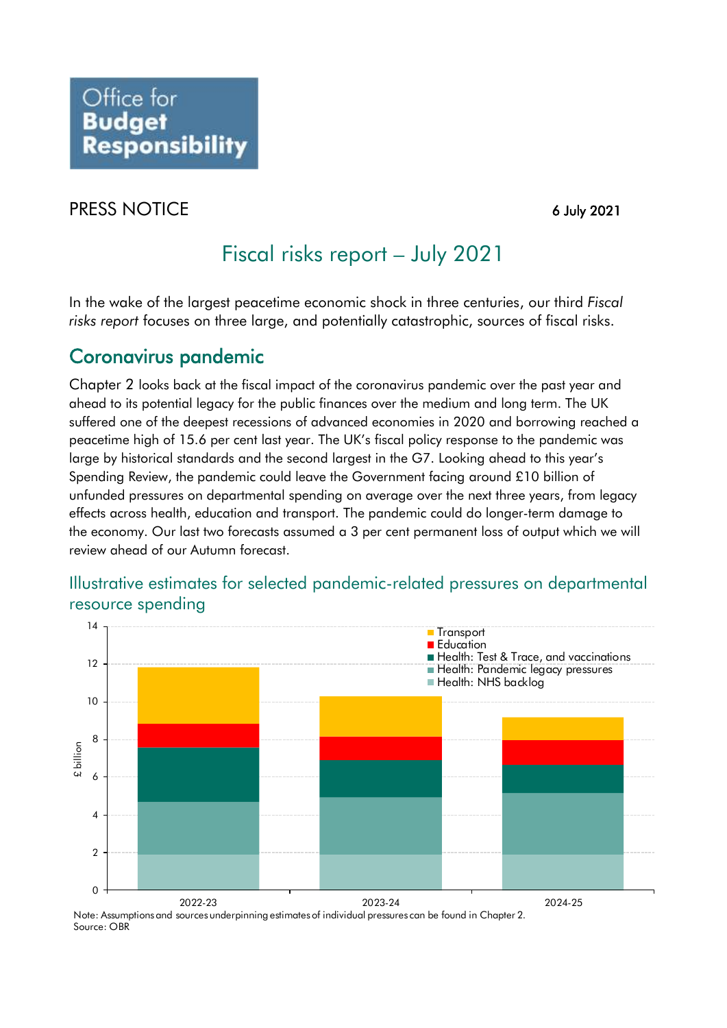# PRESS NOTICE

6 July 2021

## Fiscal risks report – July 2021

In the wake of the largest peacetime economic shock in three centuries, our third *Fiscal risks report* focuses on three large, and potentially catastrophic, sources of fiscal risks.

## Coronavirus pandemic

Chapter 2 looks back at the fiscal impact of the coronavirus pandemic over the past year and ahead to its potential legacy for the public finances over the medium and long term. The UK suffered one of the deepest recessions of advanced economies in 2020 and borrowing reached a peacetime high of 15.6 per cent last year. The UK's fiscal policy response to the pandemic was large by historical standards and the second largest in the G7. Looking ahead to this year's Spending Review, the pandemic could leave the Government facing around £10 billion of unfunded pressures on departmental spending on average over the next three years, from legacy effects across health, education and transport. The pandemic could do longer-term damage to the economy. Our last two forecasts assumed a 3 per cent permanent loss of output which we will review ahead of our Autumn forecast.

### Illustrative estimates for selected pandemic-related pressures on departmental resource spending

Note: Assumptions and sources underpinning estimates of individual pressures can be found in Chapter 2.
Source: OBR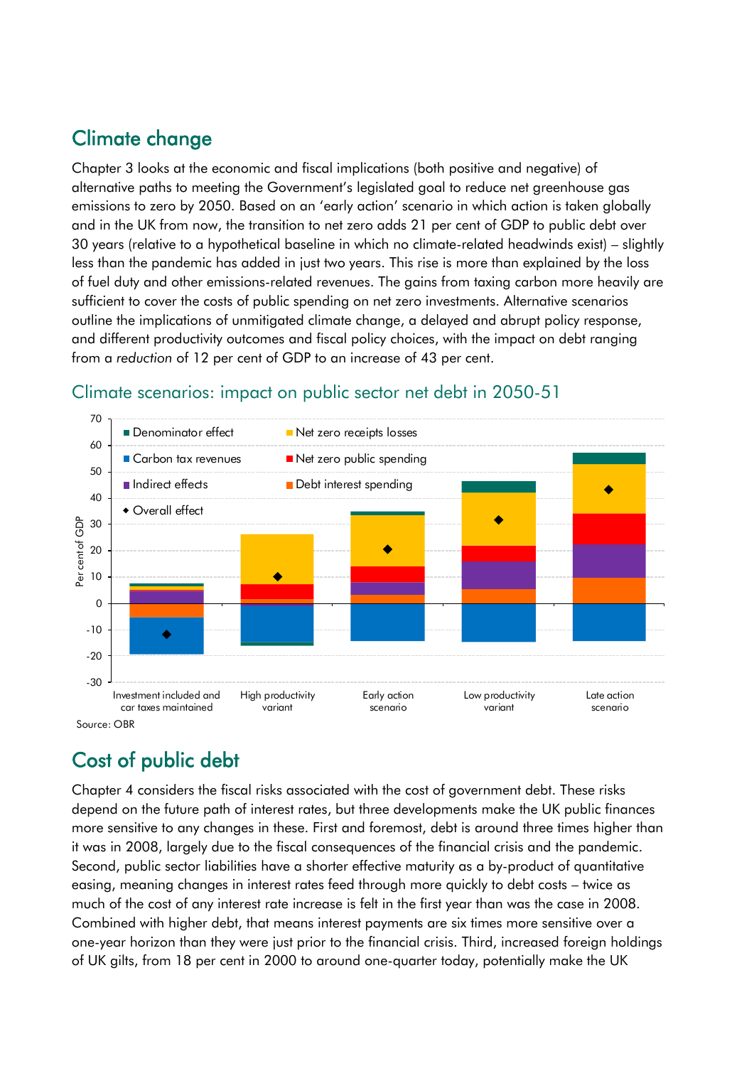## Climate change

Chapter 3 looks at the economic and fiscal implications (both positive and negative) of alternative paths to meeting the Government's legislated goal to reduce net greenhouse gas emissions to zero by 2050. Based on an 'early action' scenario in which action is taken globally and in the UK from now, the transition to net zero adds 21 per cent of GDP to public debt over 30 years (relative to a hypothetical baseline in which no climate-related headwinds exist) – slightly less than the pandemic has added in just two years. This rise is more than explained by the loss of fuel duty and other emissions-related revenues. The gains from taxing carbon more heavily are sufficient to cover the costs of public spending on net zero investments. Alternative scenarios outline the implications of unmitigated climate change, a delayed and abrupt policy response, and different productivity outcomes and fiscal policy choices, with the impact on debt ranging from a *reduction* of 12 per cent of GDP to an increase of 43 per cent.

### Climate scenarios: impact on public sector net debt in 2050-51

Source: OBR

## Cost of public debt

Chapter 4 considers the fiscal risks associated with the cost of government debt. These risks depend on the future path of interest rates, but three developments make the UK public finances more sensitive to any changes in these. First and foremost, debt is around three times higher than it was in 2008, largely due to the fiscal consequences of the financial crisis and the pandemic. Second, public sector liabilities have a shorter effective maturity as a by-product of quantitative easing, meaning changes in interest rates feed through more quickly to debt costs – twice as much of the cost of any interest rate increase is felt in the first year than was the case in 2008. Combined with higher debt, that means interest payments are six times more sensitive over a one-year horizon than they were just prior to the financial crisis. Third, increased foreign holdings of UK gilts, from 18 per cent in 2000 to around one-quarter today, potentially make the UK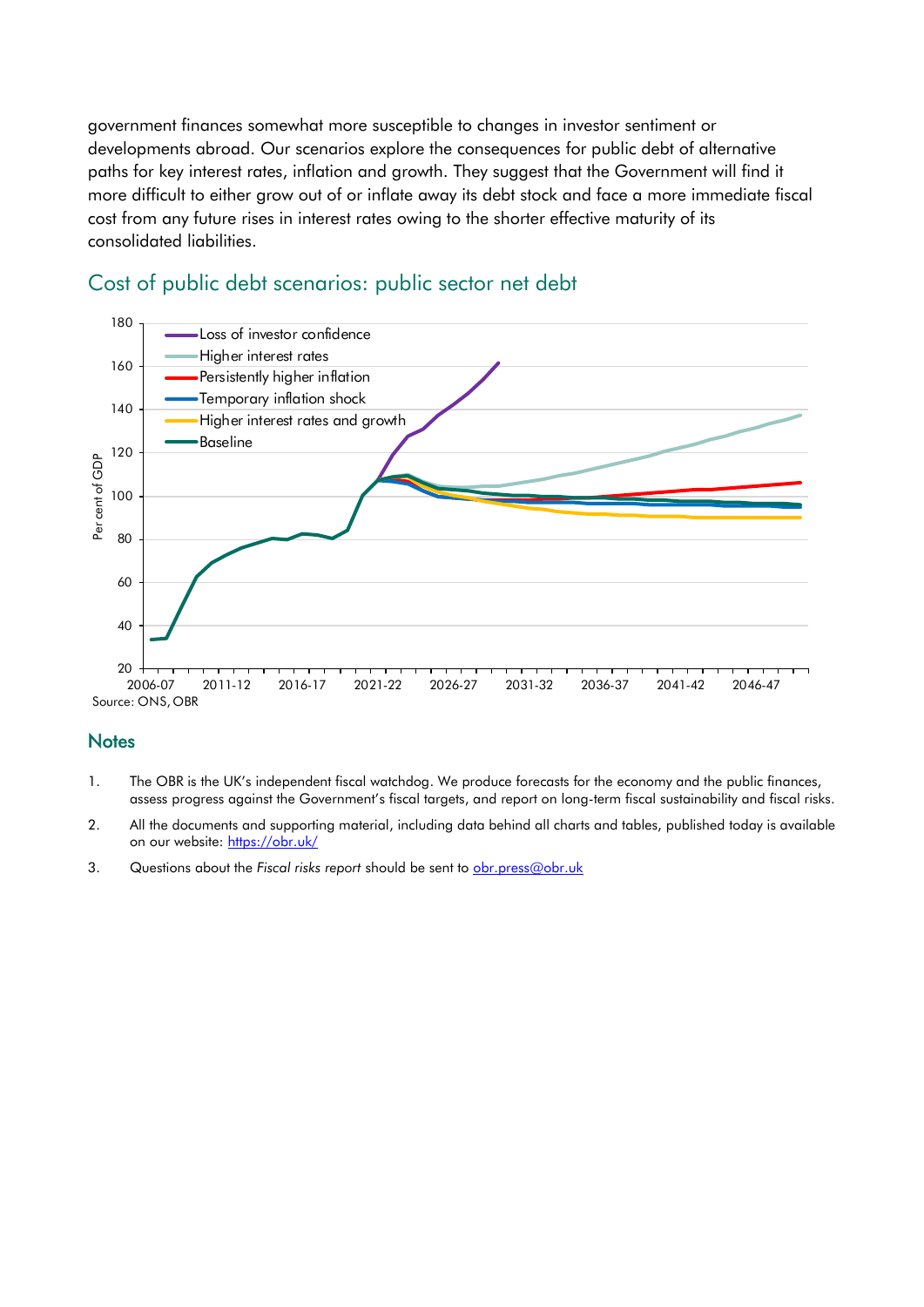government finances somewhat more susceptible to changes in investor sentiment or developments abroad. Our scenarios explore the consequences for public debt of alternative paths for key interest rates, inflation and growth. They suggest that the Government will find it more difficult to either grow out of or inflate away its debt stock and face a more immediate fiscal cost from any future rises in interest rates owing to the shorter effective maturity of its consolidated liabilities.

## Cost of public debt scenarios: public sector net debt

Loss of investor confidence
Higher interest rates
Persistently higher inflation
Temporary inflation shock
Higher interest rates and growth
Baseline

Per cent of GDP

180
160
140
120
100
80
60
40
20

2006-07
2011-12
2016-17
2021-22
2026-27
2031-32
2036-37
2041-42
2046-47

Source: ONS, OBR

## Notes

1. The OBR is the UK's independent fiscal watchdog. We produce forecasts for the economy and the public finances, assess progress against the Government's fiscal targets, and report on long-term fiscal sustainability and fiscal risks.
2. All the documents and supporting material, including data behind all charts and tables, published today is available on our website: https://obr.uk/
3. Questions about the *Fiscal risks report* should be sent to obr.press@obr.uk